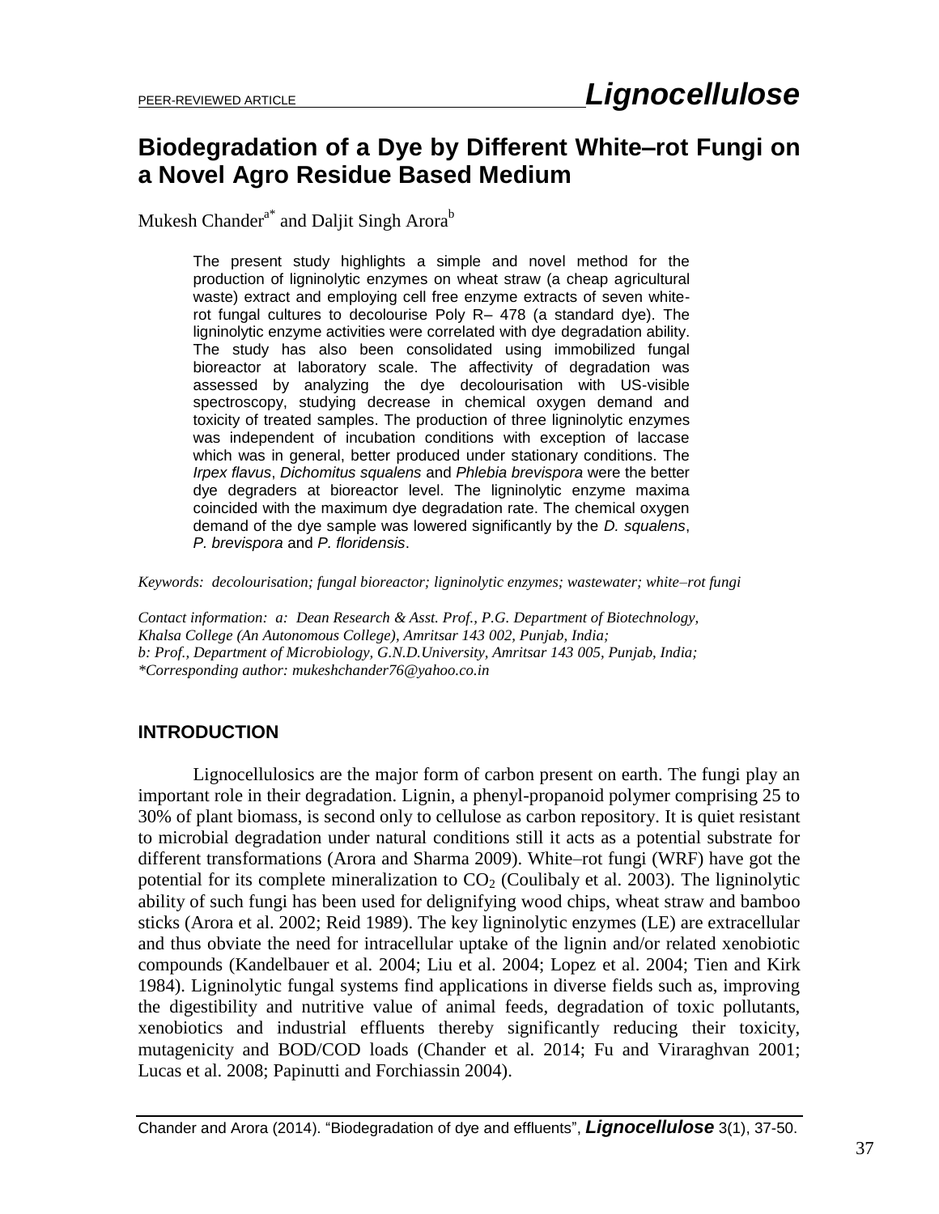# Biodegradation of a Dye by Different White–rot Fungi on a Novel Agro Residue Based Medium

Mukesh Chander[a*] and Daljit Singh Arora[b]

> The present study highlights a simple and novel method for the production of ligninolytic enzymes on wheat straw (a cheap agricultural waste) extract and employing cell free enzyme extracts of seven white-rot fungal cultures to decolourise Poly R– 478 (a standard dye). The ligninolytic enzyme activities were correlated with dye degradation ability. The study has also been consolidated using immobilized fungal bioreactor at laboratory scale. The affectivity of degradation was assessed by analyzing the dye decolourisation with US-visible spectroscopy, studying decrease in chemical oxygen demand and toxicity of treated samples. The production of three ligninolytic enzymes was independent of incubation conditions with exception of laccase which was in general, better produced under stationary conditions. The *Irpex flavus*, *Dichomitus squalens* and *Phlebia brevispora* were the better dye degraders at bioreactor level. The ligninolytic enzyme maxima coincided with the maximum dye degradation rate. The chemical oxygen demand of the dye sample was lowered significantly by the *D. squalens*, *P. brevispora* and *P. floridensis*.

*Keywords: decolourisation; fungal bioreactor; ligninolytic enzymes; wastewater; white–rot fungi*

*Contact information: a: Dean Research & Asst. Prof., P.G. Department of Biotechnology, Khalsa College (An Autonomous College), Amritsar 143 002, Punjab, India;*
*b: Prof., Department of Microbiology, G.N.D.University, Amritsar 143 005, Punjab, India;*
*\*Corresponding author: mukeshchander76@yahoo.co.in*

## INTRODUCTION

Lignocellulosics are the major form of carbon present on earth. The fungi play an important role in their degradation. Lignin, a phenyl-propanoid polymer comprising 25 to 30% of plant biomass, is second only to cellulose as carbon repository. It is quiet resistant to microbial degradation under natural conditions still it acts as a potential substrate for different transformations (Arora and Sharma 2009). White–rot fungi (WRF) have got the potential for its complete mineralization to $CO_2$ (Coulibaly et al. 2003). The ligninolytic ability of such fungi has been used for delignifying wood chips, wheat straw and bamboo sticks (Arora et al. 2002; Reid 1989). The key ligninolytic enzymes (LE) are extracellular and thus obviate the need for intracellular uptake of the lignin and/or related xenobiotic compounds (Kandelbauer et al. 2004; Liu et al. 2004; Lopez et al. 2004; Tien and Kirk 1984). Ligninolytic fungal systems find applications in diverse fields such as, improving the digestibility and nutritive value of animal feeds, degradation of toxic pollutants, xenobiotics and industrial effluents thereby significantly reducing their toxicity, mutagenicity and BOD/COD loads (Chander et al. 2014; Fu and Viraraghvan 2001; Lucas et al. 2008; Papinutti and Forchiassin 2004).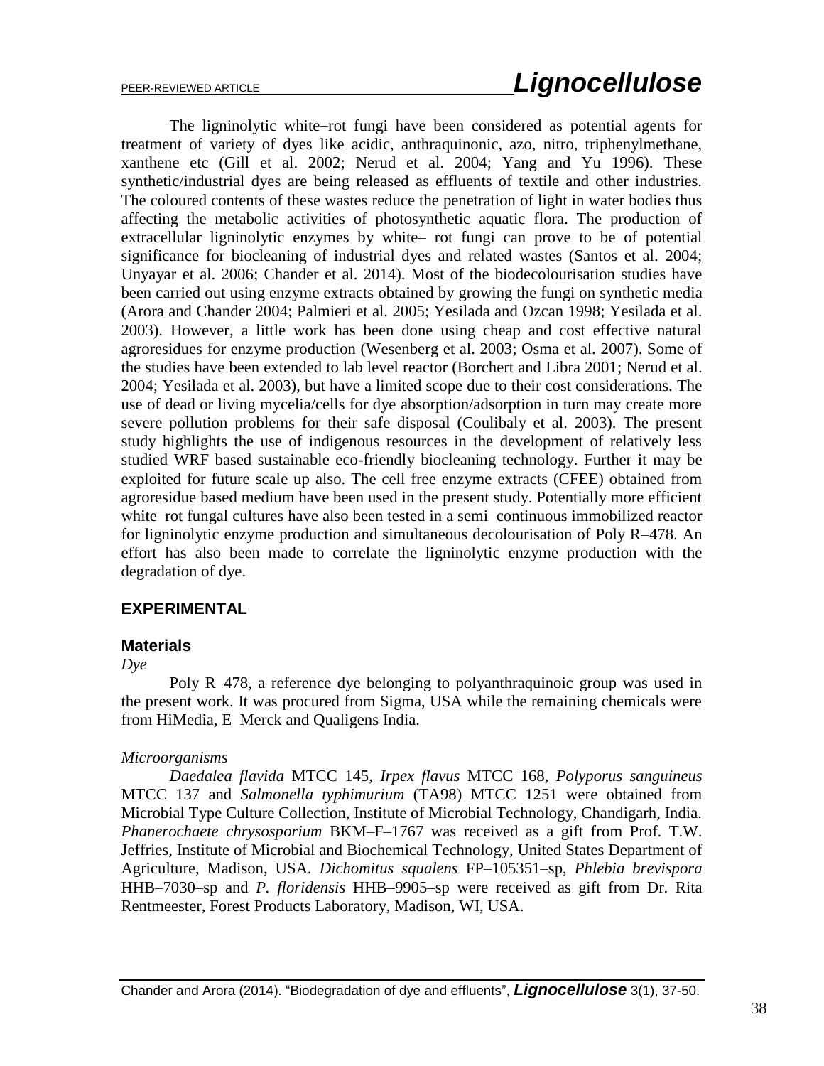The ligninolytic white–rot fungi have been considered as potential agents for treatment of variety of dyes like acidic, anthraquinonic, azo, nitro, triphenylmethane, xanthene etc (Gill et al. 2002; Nerud et al. 2004; Yang and Yu 1996). These synthetic/industrial dyes are being released as effluents of textile and other industries. The coloured contents of these wastes reduce the penetration of light in water bodies thus affecting the metabolic activities of photosynthetic aquatic flora. The production of extracellular ligninolytic enzymes by white– rot fungi can prove to be of potential significance for biocleaning of industrial dyes and related wastes (Santos et al. 2004; Unyayar et al. 2006; Chander et al. 2014). Most of the biodecolourisation studies have been carried out using enzyme extracts obtained by growing the fungi on synthetic media (Arora and Chander 2004; Palmieri et al. 2005; Yesilada and Ozcan 1998; Yesilada et al. 2003). However, a little work has been done using cheap and cost effective natural agroresidues for enzyme production (Wesenberg et al. 2003; Osma et al. 2007). Some of the studies have been extended to lab level reactor (Borchert and Libra 2001; Nerud et al. 2004; Yesilada et al. 2003), but have a limited scope due to their cost considerations. The use of dead or living mycelia/cells for dye absorption/adsorption in turn may create more severe pollution problems for their safe disposal (Coulibaly et al. 2003). The present study highlights the use of indigenous resources in the development of relatively less studied WRF based sustainable eco-friendly biocleaning technology. Further it may be exploited for future scale up also. The cell free enzyme extracts (CFEE) obtained from agroresidue based medium have been used in the present study. Potentially more efficient white–rot fungal cultures have also been tested in a semi–continuous immobilized reactor for ligninolytic enzyme production and simultaneous decolourisation of Poly R–478. An effort has also been made to correlate the ligninolytic enzyme production with the degradation of dye.

## EXPERIMENTAL

### Materials

*Dye*

Poly R–478, a reference dye belonging to polyanthraquinoic group was used in the present work. It was procured from Sigma, USA while the remaining chemicals were from HiMedia, E–Merck and Qualigens India.

*Microorganisms*

*Daedalea flavida* MTCC 145, *Irpex flavus* MTCC 168, *Polyporus sanguineus* MTCC 137 and *Salmonella typhimurium* (TA98) MTCC 1251 were obtained from Microbial Type Culture Collection, Institute of Microbial Technology, Chandigarh, India. *Phanerochaete chrysosporium* BKM–F–1767 was received as a gift from Prof. T.W. Jeffries, Institute of Microbial and Biochemical Technology, United States Department of Agriculture, Madison, USA. *Dichomitus squalens* FP–105351–sp, *Phlebia brevispora* HHB–7030–sp and *P. floridensis* HHB–9905–sp were received as gift from Dr. Rita Rentmeester, Forest Products Laboratory, Madison, WI, USA.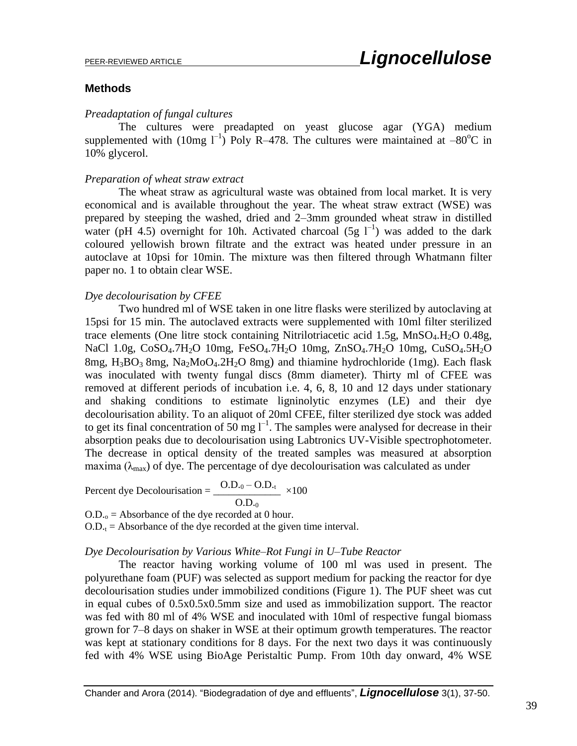## Methods

### *Preadaptation of fungal cultures*

The cultures were preadapted on yeast glucose agar (YGA) medium supplemented with (10mg $l^{-1}$) Poly R–478. The cultures were maintained at $-80^{o}C$ in 10% glycerol.

### *Preparation of wheat straw extract*

The wheat straw as agricultural waste was obtained from local market. It is very economical and is available throughout the year. The wheat straw extract (WSE) was prepared by steeping the washed, dried and 2–3mm grounded wheat straw in distilled water (pH 4.5) overnight for 10h. Activated charcoal (5g $l^{-1}$) was added to the dark coloured yellowish brown filtrate and the extract was heated under pressure in an autoclave at 10psi for 10min. The mixture was then filtered through Whatmann filter paper no. 1 to obtain clear WSE.

### *Dye decolourisation by CFEE*

Two hundred ml of WSE taken in one litre flasks were sterilized by autoclaving at 15psi for 15 min. The autoclaved extracts were supplemented with 10ml filter sterilized trace elements (One litre stock containing Nitrilotriacetic acid 1.5g, $MnSO_4.H_2O$ 0.48g, NaCl 1.0g, $CoSO_4.7H_2O$ 10mg, $FeSO_4.7H_2O$ 10mg, $ZnSO_4.7H_2O$ 10mg, $CuSO_4.5H_2O$ 8mg, $H_3BO_3$ 8mg, $Na_2MoO_4.2H_2O$ 8mg) and thiamine hydrochloride (1mg). Each flask was inoculated with twenty fungal discs (8mm diameter). Thirty ml of CFEE was removed at different periods of incubation i.e. 4, 6, 8, 10 and 12 days under stationary and shaking conditions to estimate ligninolytic enzymes (LE) and their dye decolourisation ability. To an aliquot of 20ml CFEE, filter sterilized dye stock was added to get its final concentration of 50 mg $l^{-1}$. The samples were analysed for decrease in their absorption peaks due to decolourisation using Labtronics UV-Visible spectrophotometer. The decrease in optical density of the treated samples was measured at absorption maxima ($\lambda_{max}$) of dye. The percentage of dye decolourisation was calculated as under

$$\text{Percent dye Decolourisation} = \frac{O.D._{0} - O.D._{t}}{O.D._{0}} \times 100$$

$O.D._{o}$ = Absorbance of the dye recorded at 0 hour.
$O.D._{t}$ = Absorbance of the dye recorded at the given time interval.

### *Dye Decolourisation by Various White–Rot Fungi in U–Tube Reactor*

The reactor having working volume of 100 ml was used in present. The polyurethane foam (PUF) was selected as support medium for packing the reactor for dye decolourisation studies under immobilized conditions (Figure 1). The PUF sheet was cut in equal cubes of 0.5x0.5x0.5mm size and used as immobilization support. The reactor was fed with 80 ml of 4% WSE and inoculated with 10ml of respective fungal biomass grown for 7–8 days on shaker in WSE at their optimum growth temperatures. The reactor was kept at stationary conditions for 8 days. For the next two days it was continuously fed with 4% WSE using BioAge Peristaltic Pump. From 10th day onward, 4% WSE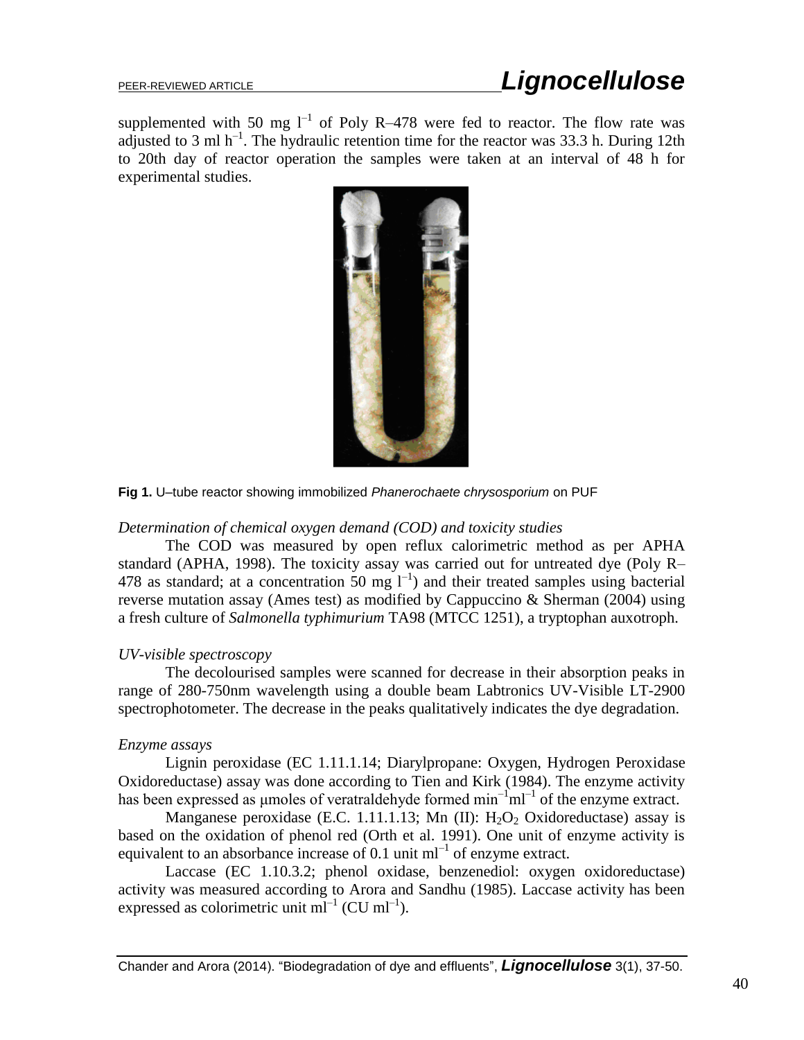supplemented with 50 mg $l^{-1}$ of Poly R–478 were fed to reactor. The flow rate was adjusted to 3 ml $h^{-1}$. The hydraulic retention time for the reactor was 33.3 h. During 12th to 20th day of reactor operation the samples were taken at an interval of 48 h for experimental studies.

**Fig 1.** U–tube reactor showing immobilized *Phanerochaete chrysosporium* on PUF

*Determination of chemical oxygen demand (COD) and toxicity studies*

The COD was measured by open reflux calorimetric method as per APHA standard (APHA, 1998). The toxicity assay was carried out for untreated dye (Poly R–478 as standard; at a concentration 50 mg $l^{-1}$) and their treated samples using bacterial reverse mutation assay (Ames test) as modified by Cappuccino & Sherman (2004) using a fresh culture of *Salmonella typhimurium* TA98 (MTCC 1251), a tryptophan auxotroph.

*UV-visible spectroscopy*

The decolourised samples were scanned for decrease in their absorption peaks in range of 280-750nm wavelength using a double beam Labtronics UV-Visible LT-2900 spectrophotometer. The decrease in the peaks qualitatively indicates the dye degradation.

*Enzyme assays*

Lignin peroxidase (EC 1.11.1.14; Diarylpropane: Oxygen, Hydrogen Peroxidase Oxidoreductase) assay was done according to Tien and Kirk (1984). The enzyme activity has been expressed as μmoles of veratraldehyde formed $min^{-1}ml^{-1}$ of the enzyme extract.

Manganese peroxidase (E.C. 1.11.1.13; Mn (II): $H_2O_2$ Oxidoreductase) assay is based on the oxidation of phenol red (Orth et al. 1991). One unit of enzyme activity is equivalent to an absorbance increase of 0.1 unit $ml^{-1}$ of enzyme extract.

Laccase (EC 1.10.3.2; phenol oxidase, benzenediol: oxygen oxidoreductase) activity was measured according to Arora and Sandhu (1985). Laccase activity has been expressed as colorimetric unit $ml^{-1}$ (CU $ml^{-1}$).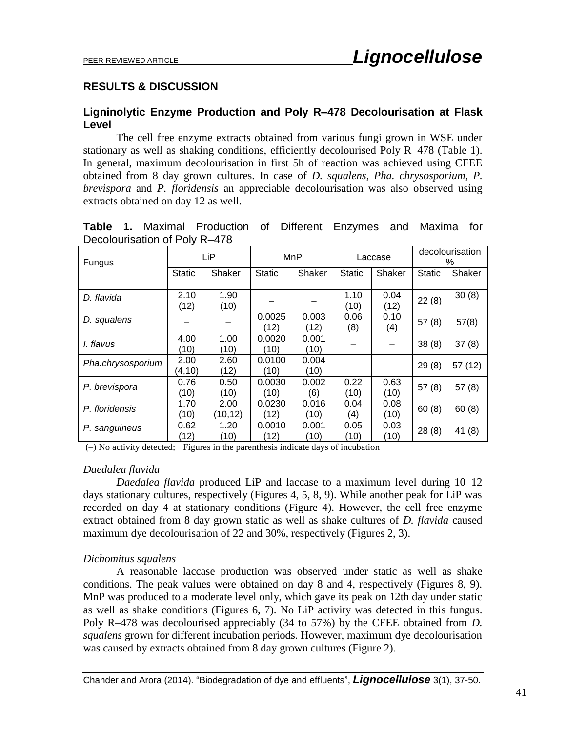## RESULTS & DISCUSSION

### Ligninolytic Enzyme Production and Poly R–478 Decolourisation at Flask Level

The cell free enzyme extracts obtained from various fungi grown in WSE under stationary as well as shaking conditions, efficiently decolourised Poly R–478 (Table 1). In general, maximum decolourisation in first 5h of reaction was achieved using CFEE obtained from 8 day grown cultures. In case of *D. squalens*, *Pha. chrysosporium*, *P. brevispora* and *P. floridensis* an appreciable decolourisation was also observed using extracts obtained on day 12 as well.

**Table 1.** Maximal Production of Different Enzymes and Maxima for Decolourisation of Poly R–478

| Fungus | LiP | | MnP | | Laccase | | decolourisation % | |
|---|---|---|---|---|---|---|---|---|
| | Static | Shaker | Static | Shaker | Static | Shaker | Static | Shaker |
| *D. flavida* | 2.10 (12) | 1.90 (10) | – | – | 1.10 (10) | 0.04 (12) | 22 (8) | 30 (8) |
| *D. squalens* | – | – | 0.0025 (12) | 0.003 (12) | 0.06 (8) | 0.10 (4) | 57 (8) | 57(8) |
| *I. flavus* | 4.00 (10) | 1.00 (10) | 0.0020 (10) | 0.001 (10) | – | – | 38 (8) | 37 (8) |
| *Pha.chrysosporium* | 2.00 (4,10) | 2.60 (12) | 0.0100 (10) | 0.004 (10) | – | – | 29 (8) | 57 (12) |
| *P. brevispora* | 0.76 (10) | 0.50 (10) | 0.0030 (10) | 0.002 (6) | 0.22 (10) | 0.63 (10) | 57 (8) | 57 (8) |
| *P. floridensis* | 1.70 (10) | 2.00 (10,12) | 0.0230 (12) | 0.016 (10) | 0.04 (4) | 0.08 (10) | 60 (8) | 60 (8) |
| *P. sanguineus* | 0.62 (12) | 1.20 (10) | 0.0010 (12) | 0.001 (10) | 0.05 (10) | 0.03 (10) | 28 (8) | 41 (8) |

(–) No activity detected; Figures in the parenthesis indicate days of incubation

#### *Daedalea flavida*

*Daedalea flavida* produced LiP and laccase to a maximum level during 10–12 days stationary cultures, respectively (Figures 4, 5, 8, 9). While another peak for LiP was recorded on day 4 at stationary conditions (Figure 4). However, the cell free enzyme extract obtained from 8 day grown static as well as shake cultures of *D. flavida* caused maximum dye decolourisation of 22 and 30%, respectively (Figures 2, 3).

#### *Dichomitus squalens*

A reasonable laccase production was observed under static as well as shake conditions. The peak values were obtained on day 8 and 4, respectively (Figures 8, 9). MnP was produced to a moderate level only, which gave its peak on 12th day under static as well as shake conditions (Figures 6, 7). No LiP activity was detected in this fungus. Poly R–478 was decolourised appreciably (34 to 57%) by the CFEE obtained from *D. squalens* grown for different incubation periods. However, maximum dye decolourisation was caused by extracts obtained from 8 day grown cultures (Figure 2).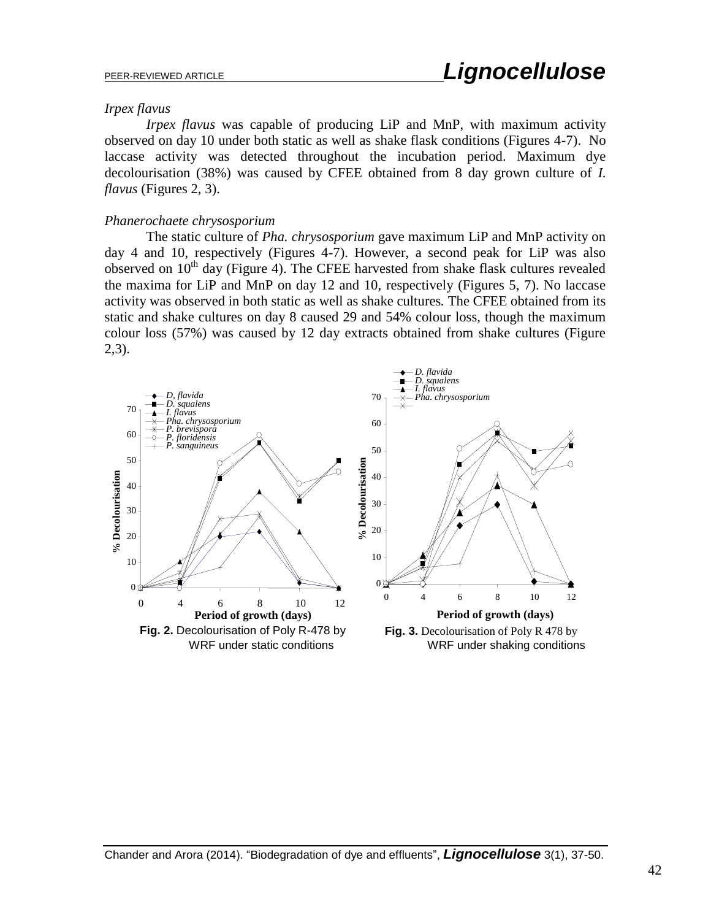*Irpex flavus*

*Irpex flavus* was capable of producing LiP and MnP, with maximum activity observed on day 10 under both static as well as shake flask conditions (Figures 4-7). No laccase activity was detected throughout the incubation period. Maximum dye decolourisation (38%) was caused by CFEE obtained from 8 day grown culture of *I. flavus* (Figures 2, 3).

*Phanerochaete chrysosporium*

The static culture of *Pha. chrysosporium* gave maximum LiP and MnP activity on day 4 and 10, respectively (Figures 4-7). However, a second peak for LiP was also observed on 10th day (Figure 4). The CFEE harvested from shake flask cultures revealed the maxima for LiP and MnP on day 12 and 10, respectively (Figures 5, 7). No laccase activity was observed in both static as well as shake cultures. The CFEE obtained from its static and shake cultures on day 8 caused 29 and 54% colour loss, though the maximum colour loss (57%) was caused by 12 day extracts obtained from shake cultures (Figure 2,3).

**Fig. 2.** Decolourisation of Poly R-478 by WRF under static conditions

**Fig. 3.** Decolourisation of Poly R 478 by WRF under shaking conditions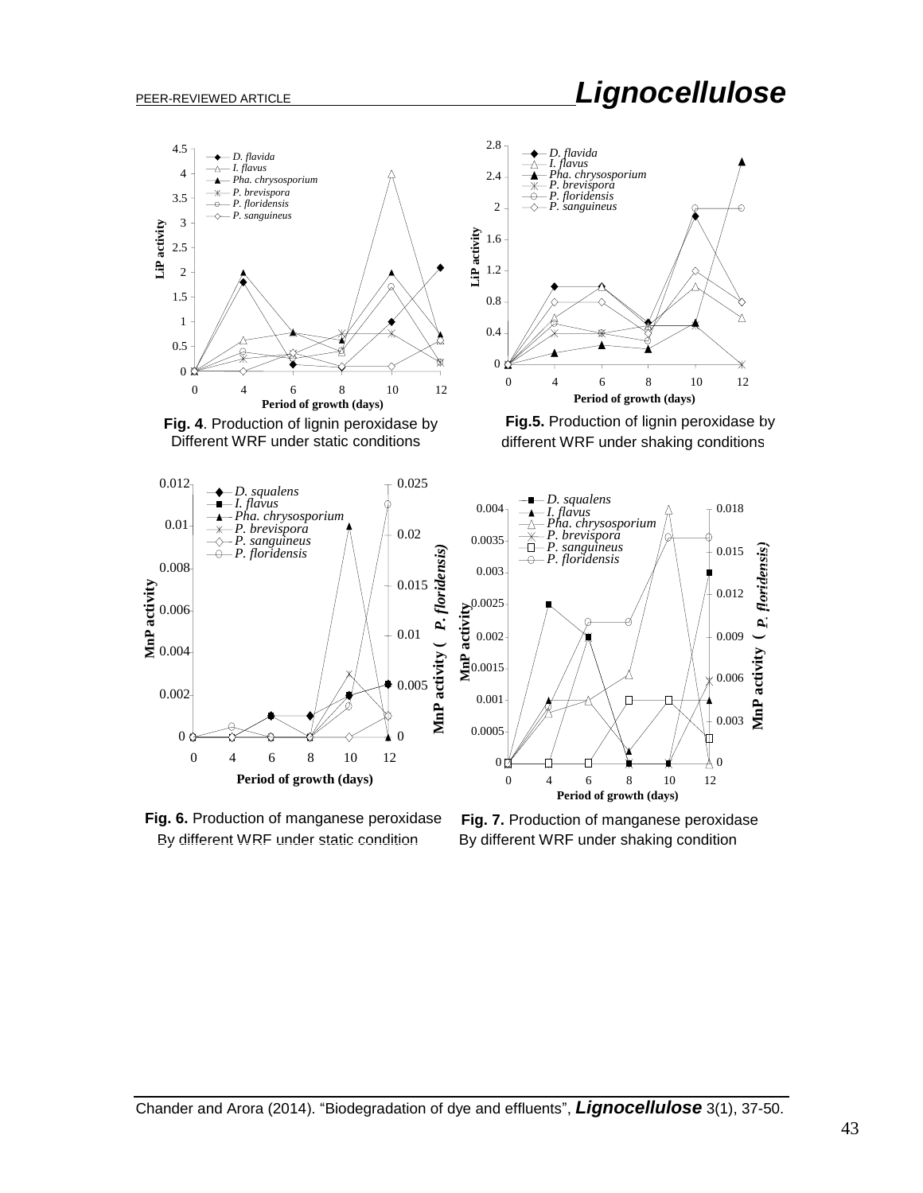**Fig. 4**. Production of lignin peroxidase by Different WRF under static conditions

**Fig.5.** Production of lignin peroxidase by different WRF under shaking conditions

**Fig. 6.** Production of manganese peroxidase By different WRF under static condition

**Fig. 7.** Production of manganese peroxidase By different WRF under shaking condition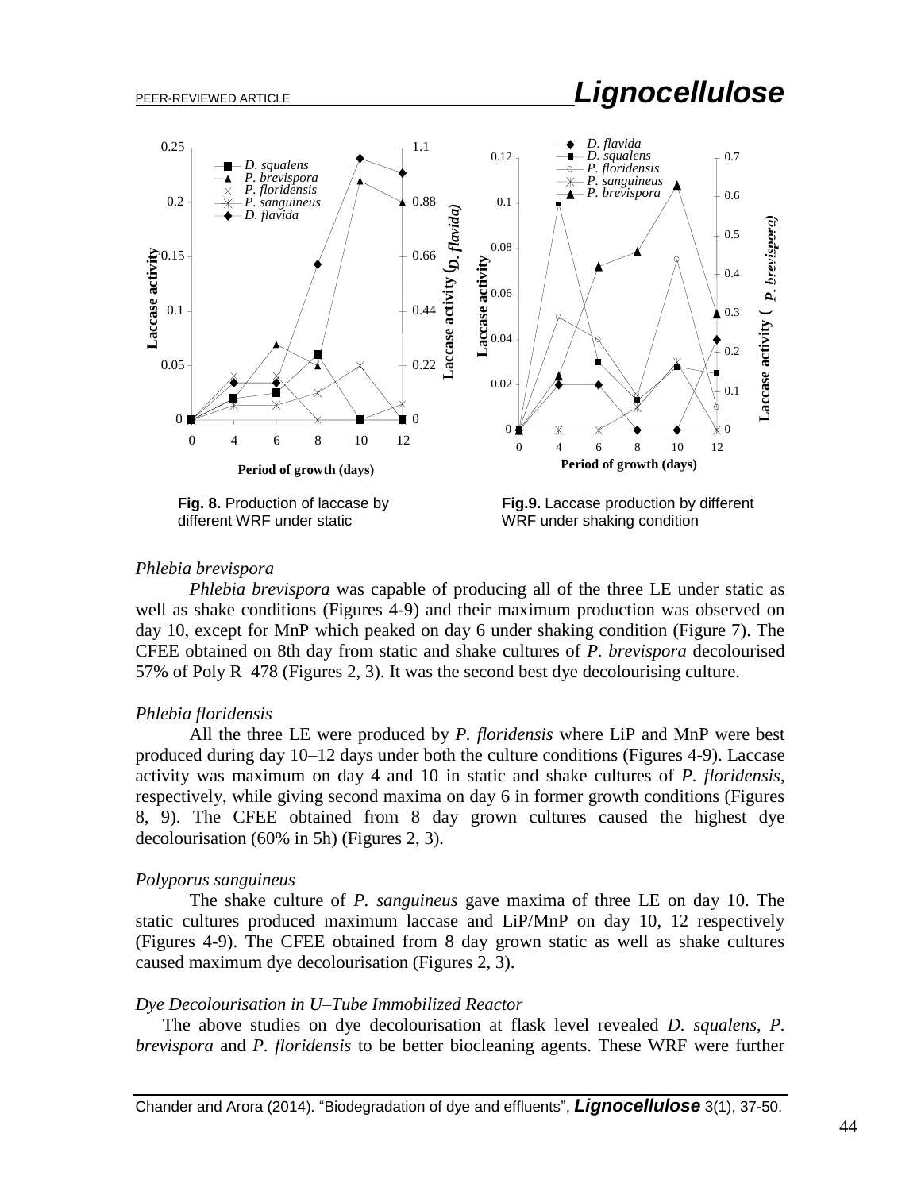**Fig. 8.** Production of laccase by different WRF under static

**Fig.9.** Laccase production by different WRF under shaking condition

### *Phlebia brevispora*

*Phlebia brevispora* was capable of producing all of the three LE under static as well as shake conditions (Figures 4-9) and their maximum production was observed on day 10, except for MnP which peaked on day 6 under shaking condition (Figure 7). The CFEE obtained on 8th day from static and shake cultures of *P. brevispora* decolourised 57% of Poly R–478 (Figures 2, 3). It was the second best dye decolourising culture.

### *Phlebia floridensis*

All the three LE were produced by *P. floridensis* where LiP and MnP were best produced during day 10–12 days under both the culture conditions (Figures 4-9). Laccase activity was maximum on day 4 and 10 in static and shake cultures of *P. floridensis*, respectively, while giving second maxima on day 6 in former growth conditions (Figures 8, 9). The CFEE obtained from 8 day grown cultures caused the highest dye decolourisation (60% in 5h) (Figures 2, 3).

### *Polyporus sanguineus*

The shake culture of *P. sanguineus* gave maxima of three LE on day 10. The static cultures produced maximum laccase and LiP/MnP on day 10, 12 respectively (Figures 4-9). The CFEE obtained from 8 day grown static as well as shake cultures caused maximum dye decolourisation (Figures 2, 3).

### *Dye Decolourisation in U–Tube Immobilized Reactor*

The above studies on dye decolourisation at flask level revealed *D. squalens*, *P. brevispora* and *P. floridensis* to be better biocleaning agents. These WRF were further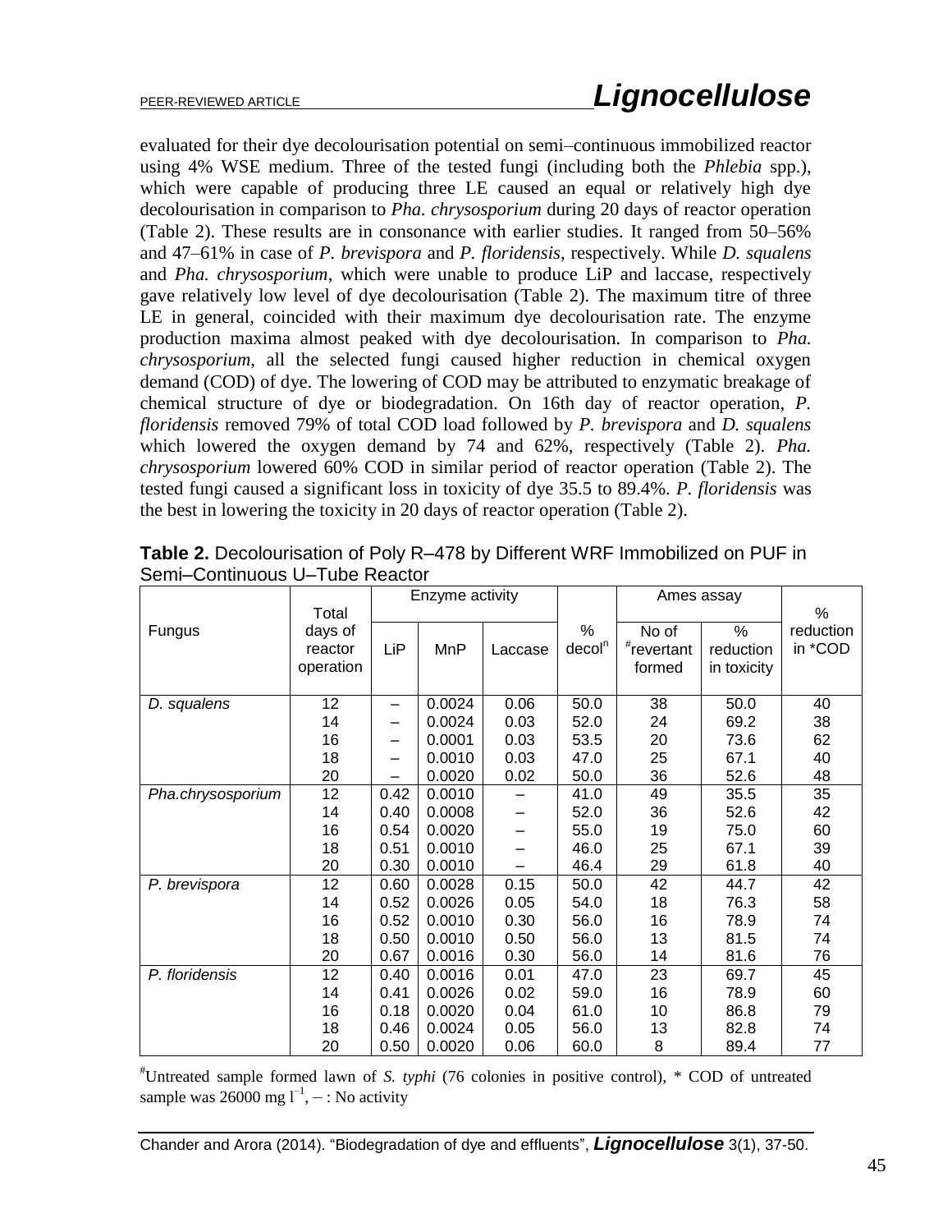evaluated for their dye decolourisation potential on semi–continuous immobilized reactor using 4% WSE medium. Three of the tested fungi (including both the *Phlebia* spp.), which were capable of producing three LE caused an equal or relatively high dye decolourisation in comparison to *Pha. chrysosporium* during 20 days of reactor operation (Table 2). These results are in consonance with earlier studies. It ranged from 50–56% and 47–61% in case of *P. brevispora* and *P. floridensis*, respectively. While *D. squalens* and *Pha. chrysosporium*, which were unable to produce LiP and laccase, respectively gave relatively low level of dye decolourisation (Table 2). The maximum titre of three LE in general, coincided with their maximum dye decolourisation rate. The enzyme production maxima almost peaked with dye decolourisation. In comparison to *Pha. chrysosporium*, all the selected fungi caused higher reduction in chemical oxygen demand (COD) of dye. The lowering of COD may be attributed to enzymatic breakage of chemical structure of dye or biodegradation. On 16th day of reactor operation, *P. floridensis* removed 79% of total COD load followed by *P. brevispora* and *D. squalens* which lowered the oxygen demand by 74 and 62%, respectively (Table 2). *Pha. chrysosporium* lowered 60% COD in similar period of reactor operation (Table 2). The tested fungi caused a significant loss in toxicity of dye 35.5 to 89.4%. *P. floridensis* was the best in lowering the toxicity in 20 days of reactor operation (Table 2).

**Table 2.** Decolourisation of Poly R–478 by Different WRF Immobilized on PUF in Semi–Continuous U–Tube Reactor

| Fungus | Total days of reactor operation | Enzyme activity | | | % decol$^{n}$ | Ames assay | | % reduction in *COD |
|---|---|---|---|---|---|---|---|---|
| | | LiP | MnP | Laccase | | No of #revertant formed | % reduction in toxicity | |
| *D. squalens* | 12 | – | 0.0024 | 0.06 | 50.0 | 38 | 50.0 | 40 |
| | 14 | – | 0.0024 | 0.03 | 52.0 | 24 | 69.2 | 38 |
| | 16 | – | 0.0001 | 0.03 | 53.5 | 20 | 73.6 | 62 |
| | 18 | – | 0.0010 | 0.03 | 47.0 | 25 | 67.1 | 40 |
| | 20 | – | 0.0020 | 0.02 | 50.0 | 36 | 52.6 | 48 |
| *Pha.chrysosporium* | 12 | 0.42 | 0.0010 | – | 41.0 | 49 | 35.5 | 35 |
| | 14 | 0.40 | 0.0008 | – | 52.0 | 36 | 52.6 | 42 |
| | 16 | 0.54 | 0.0020 | – | 55.0 | 19 | 75.0 | 60 |
| | 18 | 0.51 | 0.0010 | – | 46.0 | 25 | 67.1 | 39 |
| | 20 | 0.30 | 0.0010 | – | 46.4 | 29 | 61.8 | 40 |
| *P. brevispora* | 12 | 0.60 | 0.0028 | 0.15 | 50.0 | 42 | 44.7 | 42 |
| | 14 | 0.52 | 0.0026 | 0.05 | 54.0 | 18 | 76.3 | 58 |
| | 16 | 0.52 | 0.0010 | 0.30 | 56.0 | 16 | 78.9 | 74 |
| | 18 | 0.50 | 0.0010 | 0.50 | 56.0 | 13 | 81.5 | 74 |
| | 20 | 0.67 | 0.0016 | 0.30 | 56.0 | 14 | 81.6 | 76 |
| *P. floridensis* | 12 | 0.40 | 0.0016 | 0.01 | 47.0 | 23 | 69.7 | 45 |
| | 14 | 0.41 | 0.0026 | 0.02 | 59.0 | 16 | 78.9 | 60 |
| | 16 | 0.18 | 0.0020 | 0.04 | 61.0 | 10 | 86.8 | 79 |
| | 18 | 0.46 | 0.0024 | 0.05 | 56.0 | 13 | 82.8 | 74 |
| | 20 | 0.50 | 0.0020 | 0.06 | 60.0 | 8 | 89.4 | 77 |

#Untreated sample formed lawn of *S. typhi* (76 colonies in positive control), * COD of untreated sample was 26000 mg $l^{-1}$, – : No activity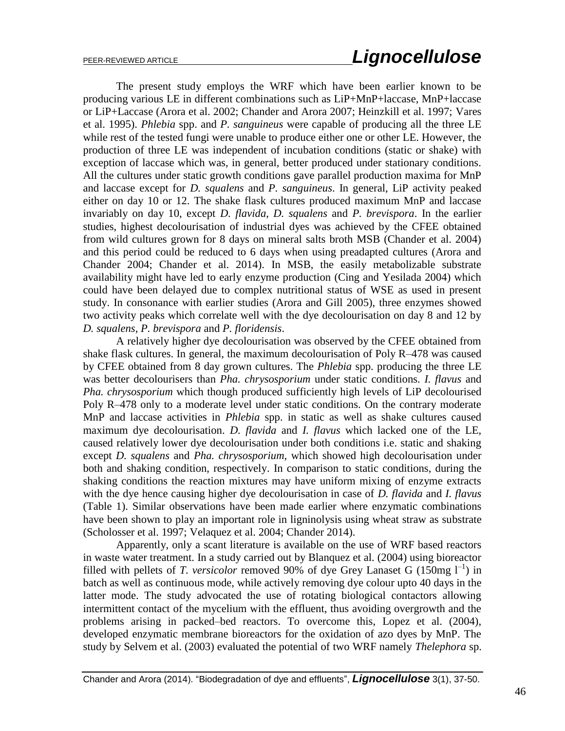The present study employs the WRF which have been earlier known to be producing various LE in different combinations such as LiP+MnP+laccase, MnP+laccase or LiP+Laccase (Arora et al. 2002; Chander and Arora 2007; Heinzkill et al. 1997; Vares et al. 1995). *Phlebia* spp. and *P. sanguineus* were capable of producing all the three LE while rest of the tested fungi were unable to produce either one or other LE. However, the production of three LE was independent of incubation conditions (static or shake) with exception of laccase which was, in general, better produced under stationary conditions. All the cultures under static growth conditions gave parallel production maxima for MnP and laccase except for *D. squalens* and *P. sanguineus*. In general, LiP activity peaked either on day 10 or 12. The shake flask cultures produced maximum MnP and laccase invariably on day 10, except *D. flavida*, *D. squalens* and *P. brevispora*. In the earlier studies, highest decolourisation of industrial dyes was achieved by the CFEE obtained from wild cultures grown for 8 days on mineral salts broth MSB (Chander et al. 2004) and this period could be reduced to 6 days when using preadapted cultures (Arora and Chander 2004; Chander et al. 2014). In MSB, the easily metabolizable substrate availability might have led to early enzyme production (Cing and Yesilada 2004) which could have been delayed due to complex nutritional status of WSE as used in present study. In consonance with earlier studies (Arora and Gill 2005), three enzymes showed two activity peaks which correlate well with the dye decolourisation on day 8 and 12 by *D. squalens*, *P. brevispora* and *P. floridensis*.

A relatively higher dye decolourisation was observed by the CFEE obtained from shake flask cultures. In general, the maximum decolourisation of Poly R–478 was caused by CFEE obtained from 8 day grown cultures. The *Phlebia* spp. producing the three LE was better decolourisers than *Pha. chrysosporium* under static conditions. *I. flavus* and *Pha. chrysosporium* which though produced sufficiently high levels of LiP decolourised Poly R–478 only to a moderate level under static conditions. On the contrary moderate MnP and laccase activities in *Phlebia* spp. in static as well as shake cultures caused maximum dye decolourisation. *D. flavida* and *I. flavus* which lacked one of the LE, caused relatively lower dye decolourisation under both conditions i.e. static and shaking except *D. squalens* and *Pha. chrysosporium*, which showed high decolourisation under both and shaking condition, respectively. In comparison to static conditions, during the shaking conditions the reaction mixtures may have uniform mixing of enzyme extracts with the dye hence causing higher dye decolourisation in case of *D. flavida* and *I. flavus* (Table 1). Similar observations have been made earlier where enzymatic combinations have been shown to play an important role in ligninolysis using wheat straw as substrate (Scholosser et al. 1997; Velaquez et al. 2004; Chander 2014).

Apparently, only a scant literature is available on the use of WRF based reactors in waste water treatment. In a study carried out by Blanquez et al. (2004) using bioreactor filled with pellets of *T. versicolor* removed 90% of dye Grey Lanaset G (150mg $l^{-1}$) in batch as well as continuous mode, while actively removing dye colour upto 40 days in the latter mode. The study advocated the use of rotating biological contactors allowing intermittent contact of the mycelium with the effluent, thus avoiding overgrowth and the problems arising in packed–bed reactors. To overcome this, Lopez et al. (2004), developed enzymatic membrane bioreactors for the oxidation of azo dyes by MnP. The study by Selvem et al. (2003) evaluated the potential of two WRF namely *Thelephora* sp.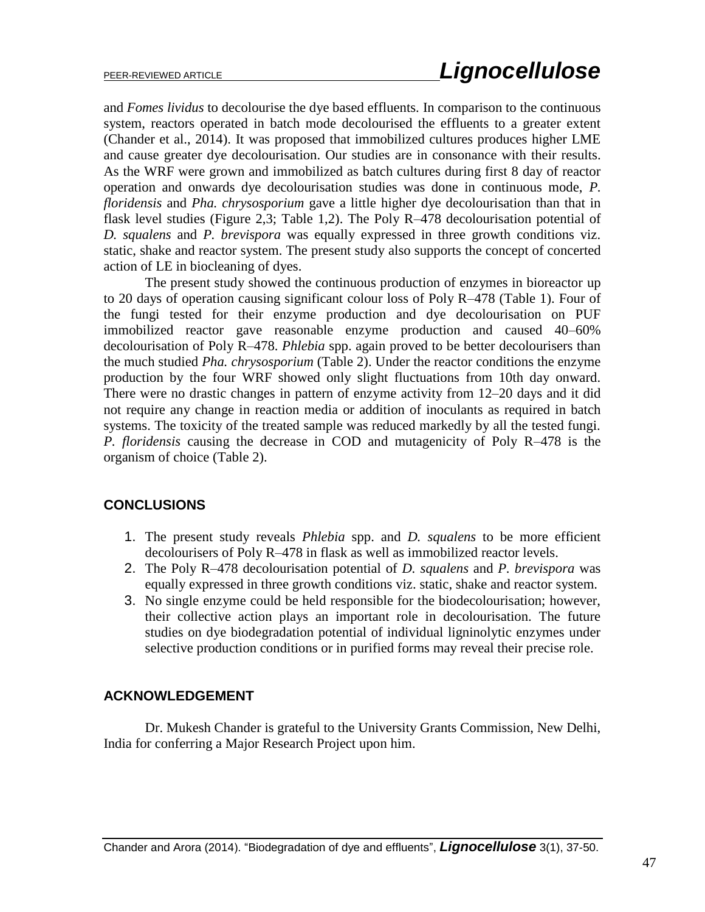and *Fomes lividus* to decolourise the dye based effluents. In comparison to the continuous system, reactors operated in batch mode decolourised the effluents to a greater extent (Chander et al., 2014). It was proposed that immobilized cultures produces higher LME and cause greater dye decolourisation. Our studies are in consonance with their results. As the WRF were grown and immobilized as batch cultures during first 8 day of reactor operation and onwards dye decolourisation studies was done in continuous mode, *P. floridensis* and *Pha. chrysosporium* gave a little higher dye decolourisation than that in flask level studies (Figure 2,3; Table 1,2). The Poly R–478 decolourisation potential of *D. squalens* and *P. brevispora* was equally expressed in three growth conditions viz. static, shake and reactor system. The present study also supports the concept of concerted action of LE in biocleaning of dyes.

The present study showed the continuous production of enzymes in bioreactor up to 20 days of operation causing significant colour loss of Poly R–478 (Table 1). Four of the fungi tested for their enzyme production and dye decolourisation on PUF immobilized reactor gave reasonable enzyme production and caused 40–60% decolourisation of Poly R–478. *Phlebia* spp. again proved to be better decolourisers than the much studied *Pha. chrysosporium* (Table 2). Under the reactor conditions the enzyme production by the four WRF showed only slight fluctuations from 10th day onward. There were no drastic changes in pattern of enzyme activity from 12–20 days and it did not require any change in reaction media or addition of inoculants as required in batch systems. The toxicity of the treated sample was reduced markedly by all the tested fungi. *P. floridensis* causing the decrease in COD and mutagenicity of Poly R–478 is the organism of choice (Table 2).

## CONCLUSIONS

1. The present study reveals *Phlebia* spp. and *D. squalens* to be more efficient decolourisers of Poly R–478 in flask as well as immobilized reactor levels.
2. The Poly R–478 decolourisation potential of *D. squalens* and *P. brevispora* was equally expressed in three growth conditions viz. static, shake and reactor system.
3. No single enzyme could be held responsible for the biodecolourisation; however, their collective action plays an important role in decolourisation. The future studies on dye biodegradation potential of individual ligninolytic enzymes under selective production conditions or in purified forms may reveal their precise role.

## ACKNOWLEDGEMENT

Dr. Mukesh Chander is grateful to the University Grants Commission, New Delhi, India for conferring a Major Research Project upon him.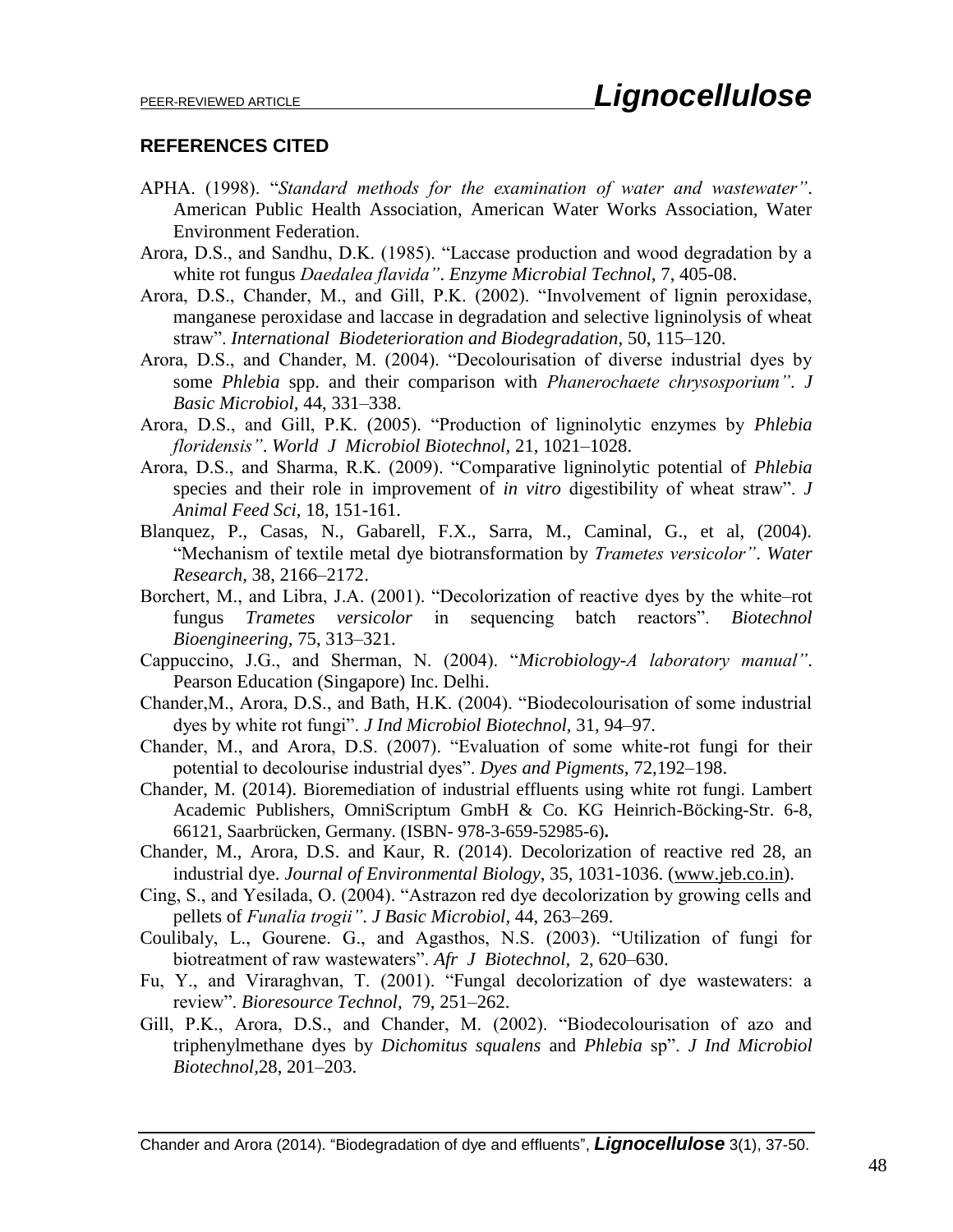## REFERENCES CITED

APHA. (1998). "*Standard methods for the examination of water and wastewater"*. American Public Health Association, American Water Works Association, Water Environment Federation.

Arora, D.S., and Sandhu, D.K. (1985). "Laccase production and wood degradation by a white rot fungus *Daedalea flavida"*. *Enzyme Microbial Technol,* 7, 405-08.

Arora, D.S., Chander, M., and Gill, P.K. (2002). "Involvement of lignin peroxidase, manganese peroxidase and laccase in degradation and selective ligninolysis of wheat straw". *International Biodeterioration and Biodegradation,* 50, 115–120.

Arora, D.S., and Chander, M. (2004). "Decolourisation of diverse industrial dyes by some *Phlebia* spp. and their comparison with *Phanerochaete chrysosporium"*. *J Basic Microbiol,* 44, 331–338.

Arora, D.S., and Gill, P.K. (2005). "Production of ligninolytic enzymes by *Phlebia floridensis"*. *World J Microbiol Biotechnol,* 21, 1021–1028.

Arora, D.S., and Sharma, R.K. (2009). "Comparative ligninolytic potential of *Phlebia* species and their role in improvement of *in vitro* digestibility of wheat straw". *J Animal Feed Sci,* 18, 151-161.

Blanquez, P., Casas, N., Gabarell, F.X., Sarra, M., Caminal, G., et al, (2004). "Mechanism of textile metal dye biotransformation by *Trametes versicolor"*. *Water Research,* 38, 2166–2172.

Borchert, M., and Libra, J.A. (2001). "Decolorization of reactive dyes by the white–rot fungus *Trametes versicolor* in sequencing batch reactors". *Biotechnol Bioengineering,* 75, 313–321.

Cappuccino, J.G., and Sherman, N. (2004). "*Microbiology-A laboratory manual"*. Pearson Education (Singapore) Inc. Delhi.

Chander,M., Arora, D.S., and Bath, H.K. (2004). "Biodecolourisation of some industrial dyes by white rot fungi". *J Ind Microbiol Biotechnol,* 31, 94–97.

Chander, M., and Arora, D.S. (2007). "Evaluation of some white-rot fungi for their potential to decolourise industrial dyes". *Dyes and Pigments,* 72,192–198.

Chander, M. (2014). Bioremediation of industrial effluents using white rot fungi. Lambert Academic Publishers, OmniScriptum GmbH & Co. KG Heinrich-Böcking-Str. 6-8, 66121, Saarbrücken, Germany. (ISBN- 978-3-659-52985-6)**.**

Chander, M., Arora, D.S. and Kaur, R. (2014). Decolorization of reactive red 28, an industrial dye. *Journal of Environmental Biology*, 35, 1031-1036. (www.jeb.co.in).

Cing, S., and Yesilada, O. (2004). "Astrazon red dye decolorization by growing cells and pellets of *Funalia trogii"*. *J Basic Microbiol,* 44, 263–269.

Coulibaly, L., Gourene. G., and Agasthos, N.S. (2003). "Utilization of fungi for biotreatment of raw wastewaters". *Afr J Biotechnol,* 2, 620–630.

Fu, Y., and Viraraghvan, T. (2001). "Fungal decolorization of dye wastewaters: a review". *Bioresource Technol,* 79, 251–262.

Gill, P.K., Arora, D.S., and Chander, M. (2002). "Biodecolourisation of azo and triphenylmethane dyes by *Dichomitus squalens* and *Phlebia* sp". *J Ind Microbiol Biotechnol,*28, 201–203.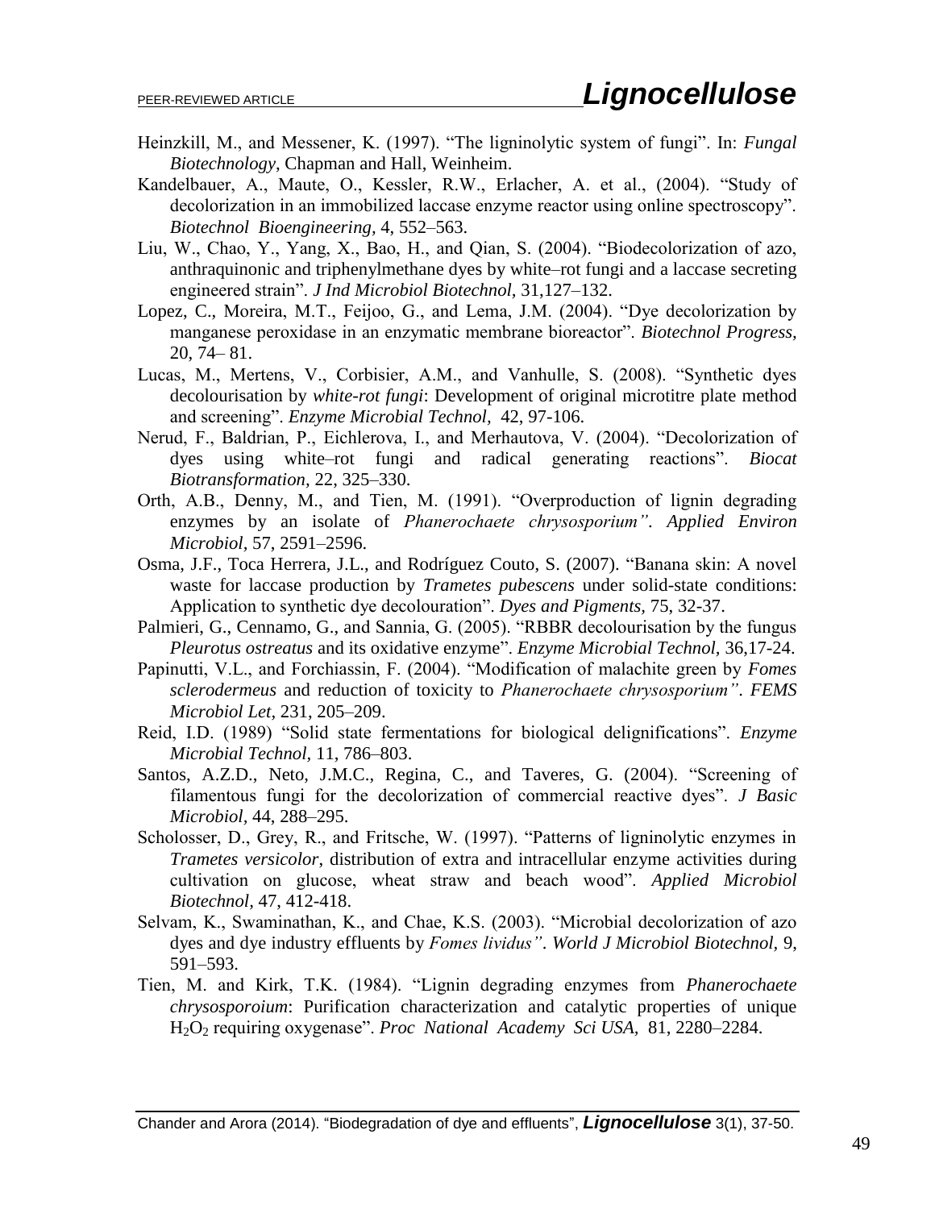Heinzkill, M., and Messener, K. (1997). "The ligninolytic system of fungi". In: *Fungal Biotechnology*, Chapman and Hall, Weinheim.

Kandelbauer, A., Maute, O., Kessler, R.W., Erlacher, A. et al., (2004). "Study of decolorization in an immobilized laccase enzyme reactor using online spectroscopy". *Biotechnol Bioengineering,* 4, 552–563.

Liu, W., Chao, Y., Yang, X., Bao, H., and Qian, S. (2004). "Biodecolorization of azo, anthraquinonic and triphenylmethane dyes by white–rot fungi and a laccase secreting engineered strain". *J Ind Microbiol Biotechnol,* 31,127–132.

Lopez, C., Moreira, M.T., Feijoo, G., and Lema, J.M. (2004). "Dye decolorization by manganese peroxidase in an enzymatic membrane bioreactor". *Biotechnol Progress,* 20, 74– 81.

Lucas, M., Mertens, V., Corbisier, A.M., and Vanhulle, S. (2008). "Synthetic dyes decolourisation by *white-rot fungi*: Development of original microtitre plate method and screening". *Enzyme Microbial Technol,* 42, 97-106.

Nerud, F., Baldrian, P., Eichlerova, I., and Merhautova, V. (2004). "Decolorization of dyes using white–rot fungi and radical generating reactions". *Biocat Biotransformation,* 22, 325–330.

Orth, A.B., Denny, M., and Tien, M. (1991). "Overproduction of lignin degrading enzymes by an isolate of *Phanerochaete chrysosporium"*. *Applied Environ Microbiol,* 57, 2591–2596.

Osma, J.F., Toca Herrera, J.L., and Rodríguez Couto, S. (2007). "Banana skin: A novel waste for laccase production by *Trametes pubescens* under solid-state conditions: Application to synthetic dye decolouration". *Dyes and Pigments,* 75, 32-37.

Palmieri, G., Cennamo, G., and Sannia, G. (2005). "RBBR decolourisation by the fungus *Pleurotus ostreatus* and its oxidative enzyme". *Enzyme Microbial Technol,* 36,17-24.

Papinutti, V.L., and Forchiassin, F. (2004). "Modification of malachite green by *Fomes sclerodermeus* and reduction of toxicity to *Phanerochaete chrysosporium"*. *FEMS Microbiol Let,* 231, 205–209.

Reid, I.D. (1989) "Solid state fermentations for biological delignifications". *Enzyme Microbial Technol,* 11, 786–803.

Santos, A.Z.D., Neto, J.M.C., Regina, C., and Taveres, G. (2004). "Screening of filamentous fungi for the decolorization of commercial reactive dyes". *J Basic Microbiol,* 44, 288–295.

Scholosser, D., Grey, R., and Fritsche, W. (1997). "Patterns of ligninolytic enzymes in *Trametes versicolor*, distribution of extra and intracellular enzyme activities during cultivation on glucose, wheat straw and beach wood". *Applied Microbiol Biotechnol,* 47, 412-418.

Selvam, K., Swaminathan, K., and Chae, K.S. (2003). "Microbial decolorization of azo dyes and dye industry effluents by *Fomes lividus"*. *World J Microbiol Biotechnol,* 9, 591–593.

Tien, M. and Kirk, T.K. (1984). "Lignin degrading enzymes from *Phanerochaete chrysosporoium*: Purification characterization and catalytic properties of unique $H_2O_2$ requiring oxygenase". *Proc National Academy Sci USA,* 81, 2280–2284.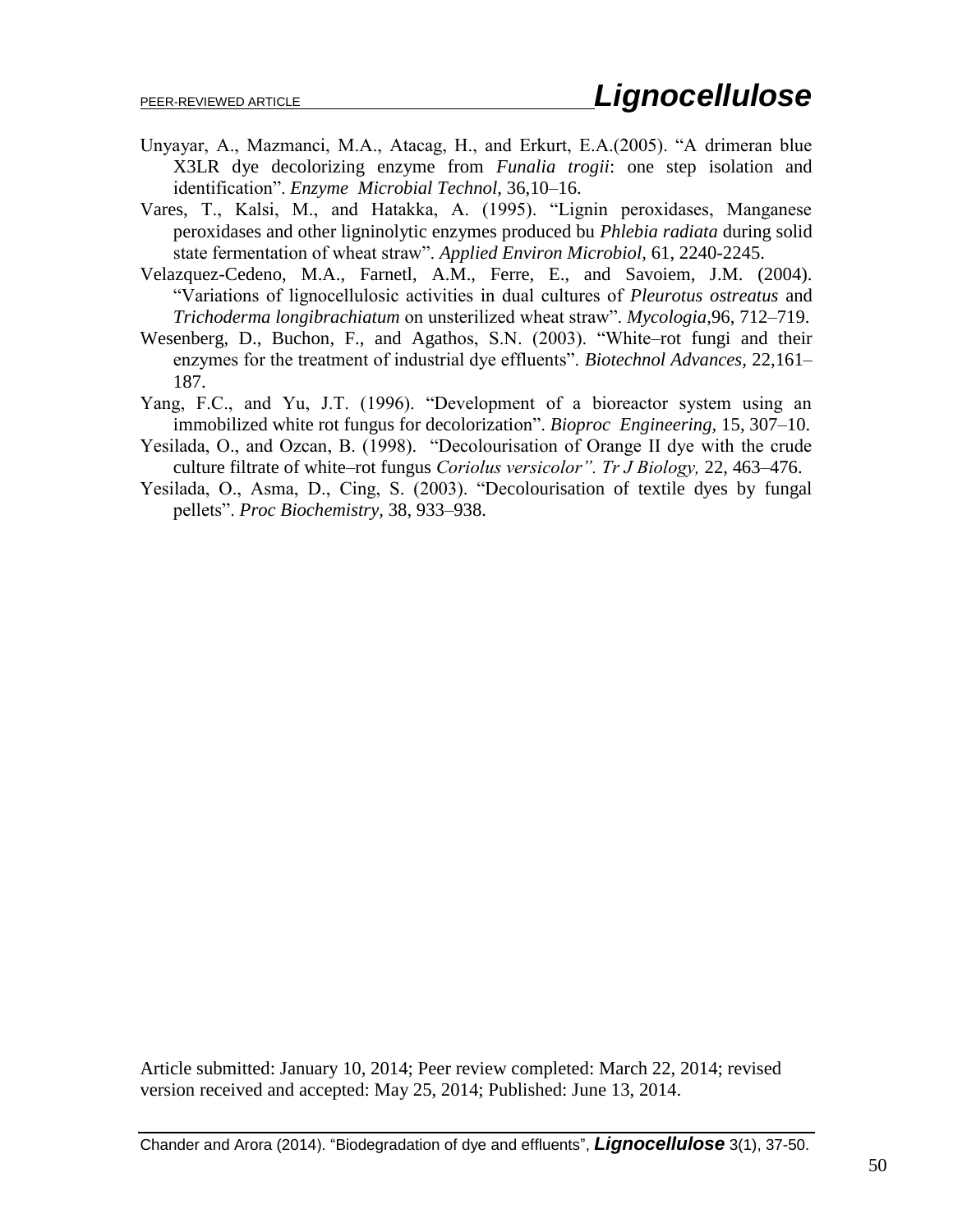Unyayar, A., Mazmanci, M.A., Atacag, H., and Erkurt, E.A.(2005). “A drimeran blue X3LR dye decolorizing enzyme from *Funalia trogii*: one step isolation and identification”. *Enzyme Microbial Technol*, 36,10–16.

Vares, T., Kalsi, M., and Hatakka, A. (1995). “Lignin peroxidases, Manganese peroxidases and other ligninolytic enzymes produced bu *Phlebia radiata* during solid state fermentation of wheat straw”. *Applied Environ Microbiol*, 61, 2240-2245.

Velazquez-Cedeno, M.A., Farnetl, A.M., Ferre, E., and Savoiem, J.M. (2004). “Variations of lignocellulosic activities in dual cultures of *Pleurotus ostreatus* and *Trichoderma longibrachiatum* on unsterilized wheat straw”. *Mycologia*,96, 712–719.

Wesenberg, D., Buchon, F., and Agathos, S.N. (2003). “White–rot fungi and their enzymes for the treatment of industrial dye effluents”. *Biotechnol Advances*, 22,161–187.

Yang, F.C., and Yu, J.T. (1996). “Development of a bioreactor system using an immobilized white rot fungus for decolorization”. *Bioproc Engineering*, 15, 307–10.

Yesilada, O., and Ozcan, B. (1998). “Decolourisation of Orange II dye with the crude culture filtrate of white–rot fungus *Coriolus versicolor”. Tr J Biology,* 22, 463–476.

Yesilada, O., Asma, D., Cing, S. (2003). “Decolourisation of textile dyes by fungal pellets”. *Proc Biochemistry*, 38, 933–938.

Article submitted: January 10, 2014; Peer review completed: March 22, 2014; revised version received and accepted: May 25, 2014; Published: June 13, 2014.